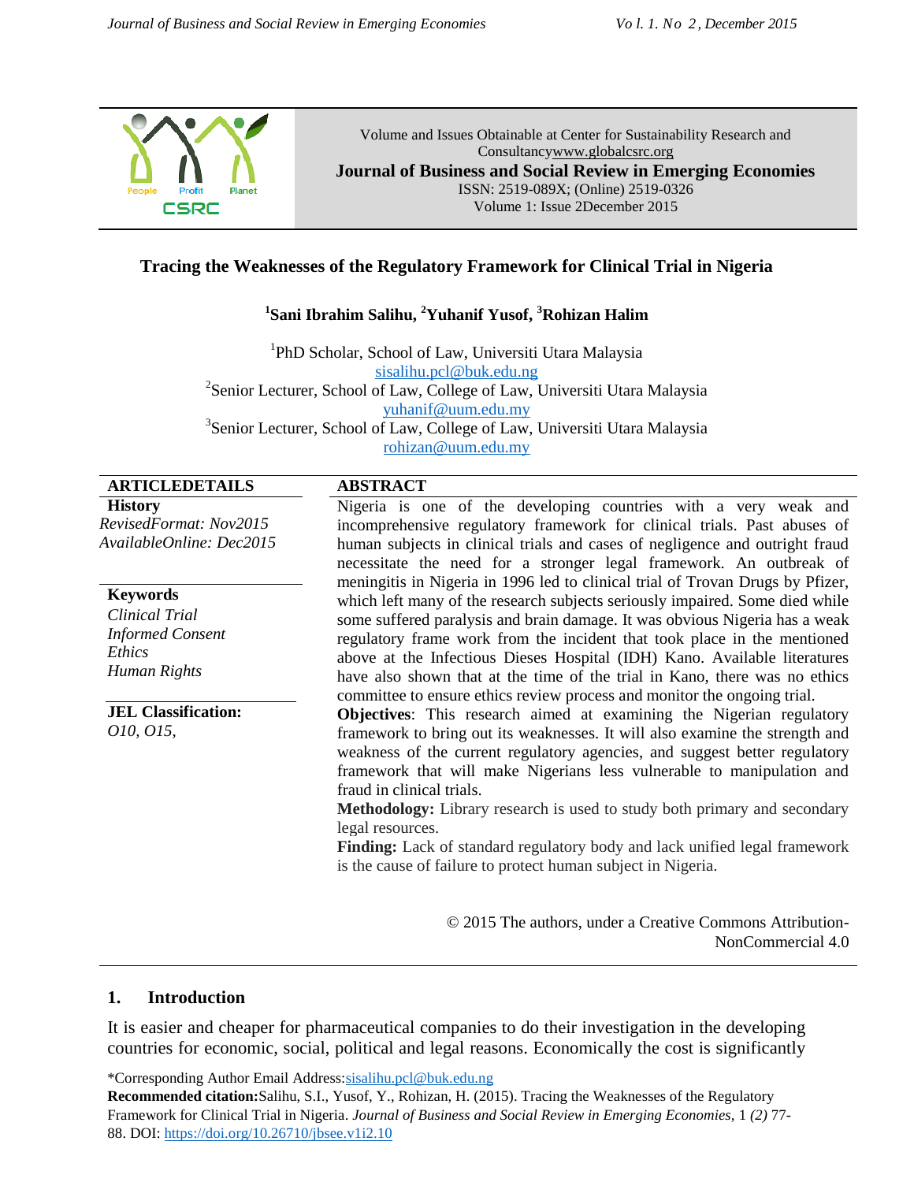Volume and Issues Obtainable at Center for Sustainability Research and Consultancy www.globalcsrc.org

**Journal of Business and Social Review in Emerging Economies**

ISSN: 2519-089X; (Online) 2519-0326

Volume 1: Issue 2December 2015

# Tracing the Weaknesses of the Regulatory Framework for Clinical Trial in Nigeria

**[1]Sani Ibrahim Salihu, [2]Yuhanif Yusof, [3]Rohizan Halim**

[1]PhD Scholar, School of Law, Universiti Utara Malaysia
sisalihu.pcl@buk.edu.ng

[2]Senior Lecturer, School of Law, College of Law, Universiti Utara Malaysia
yuhanif@uum.edu.my

[3]Senior Lecturer, School of Law, College of Law, Universiti Utara Malaysia
rohizan@uum.edu.my

**ARTICLEDETAILS**

**History**

*RevisedFormat: Nov2015*
*AvailableOnline: Dec2015*

**Keywords**

*Clinical Trial*
*Informed Consent*
*Ethics*
*Human Rights*

**JEL Classification:**

*O10, O15,*

**ABSTRACT**

Nigeria is one of the developing countries with a very weak and incomprehensive regulatory framework for clinical trials. Past abuses of human subjects in clinical trials and cases of negligence and outright fraud necessitate the need for a stronger legal framework. An outbreak of meningitis in Nigeria in 1996 led to clinical trial of Trovan Drugs by Pfizer, which left many of the research subjects seriously impaired. Some died while some suffered paralysis and brain damage. It was obvious Nigeria has a weak regulatory frame work from the incident that took place in the mentioned above at the Infectious Dieses Hospital (IDH) Kano. Available literatures have also shown that at the time of the trial in Kano, there was no ethics committee to ensure ethics review process and monitor the ongoing trial.

**Objectives**: This research aimed at examining the Nigerian regulatory framework to bring out its weaknesses. It will also examine the strength and weakness of the current regulatory agencies, and suggest better regulatory framework that will make Nigerians less vulnerable to manipulation and fraud in clinical trials.

**Methodology:** Library research is used to study both primary and secondary legal resources.

**Finding:** Lack of standard regulatory body and lack unified legal framework is the cause of failure to protect human subject in Nigeria.

© 2015 The authors, under a Creative Commons Attribution-NonCommercial 4.0

## 1. Introduction

It is easier and cheaper for pharmaceutical companies to do their investigation in the developing countries for economic, social, political and legal reasons. Economically the cost is significantly

*Corresponding Author Email Address:sisalihu.pcl@buk.edu.ng

**Recommended citation:**Salihu, S.I., Yusof, Y., Rohizan, H. (2015). Tracing the Weaknesses of the Regulatory Framework for Clinical Trial in Nigeria. *Journal of Business and Social Review in Emerging Economies,* 1 *(2)* 77-88. DOI: https://doi.org/10.26710/jbsee.v1i2.10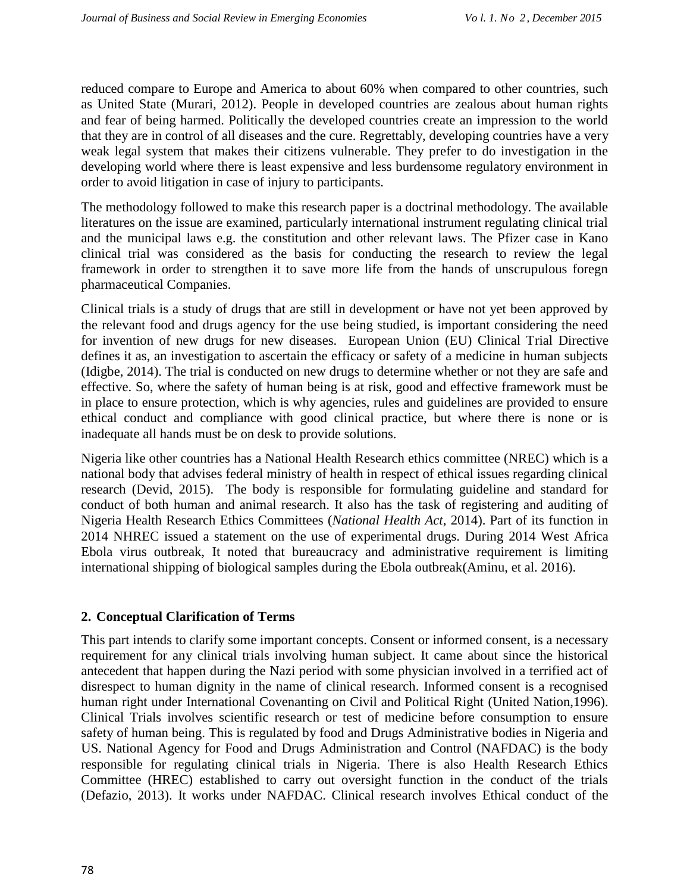reduced compare to Europe and America to about 60% when compared to other countries, such as United State (Murari, 2012). People in developed countries are zealous about human rights and fear of being harmed. Politically the developed countries create an impression to the world that they are in control of all diseases and the cure. Regrettably, developing countries have a very weak legal system that makes their citizens vulnerable. They prefer to do investigation in the developing world where there is least expensive and less burdensome regulatory environment in order to avoid litigation in case of injury to participants.

The methodology followed to make this research paper is a doctrinal methodology. The available literatures on the issue are examined, particularly international instrument regulating clinical trial and the municipal laws e.g. the constitution and other relevant laws. The Pfizer case in Kano clinical trial was considered as the basis for conducting the research to review the legal framework in order to strengthen it to save more life from the hands of unscrupulous foregn pharmaceutical Companies.

Clinical trials is a study of drugs that are still in development or have not yet been approved by the relevant food and drugs agency for the use being studied, is important considering the need for invention of new drugs for new diseases. European Union (EU) Clinical Trial Directive defines it as, an investigation to ascertain the efficacy or safety of a medicine in human subjects (Idigbe, 2014). The trial is conducted on new drugs to determine whether or not they are safe and effective. So, where the safety of human being is at risk, good and effective framework must be in place to ensure protection, which is why agencies, rules and guidelines are provided to ensure ethical conduct and compliance with good clinical practice, but where there is none or is inadequate all hands must be on desk to provide solutions.

Nigeria like other countries has a National Health Research ethics committee (NREC) which is a national body that advises federal ministry of health in respect of ethical issues regarding clinical research (Devid, 2015). The body is responsible for formulating guideline and standard for conduct of both human and animal research. It also has the task of registering and auditing of Nigeria Health Research Ethics Committees (*National Health Act*, 2014). Part of its function in 2014 NHREC issued a statement on the use of experimental drugs. During 2014 West Africa Ebola virus outbreak, It noted that bureaucracy and administrative requirement is limiting international shipping of biological samples during the Ebola outbreak(Aminu, et al. 2016).

## 2. Conceptual Clarification of Terms

This part intends to clarify some important concepts. Consent or informed consent, is a necessary requirement for any clinical trials involving human subject. It came about since the historical antecedent that happen during the Nazi period with some physician involved in a terrified act of disrespect to human dignity in the name of clinical research. Informed consent is a recognised human right under International Covenanting on Civil and Political Right (United Nation,1996). Clinical Trials involves scientific research or test of medicine before consumption to ensure safety of human being. This is regulated by food and Drugs Administrative bodies in Nigeria and US. National Agency for Food and Drugs Administration and Control (NAFDAC) is the body responsible for regulating clinical trials in Nigeria. There is also Health Research Ethics Committee (HREC) established to carry out oversight function in the conduct of the trials (Defazio, 2013). It works under NAFDAC. Clinical research involves Ethical conduct of the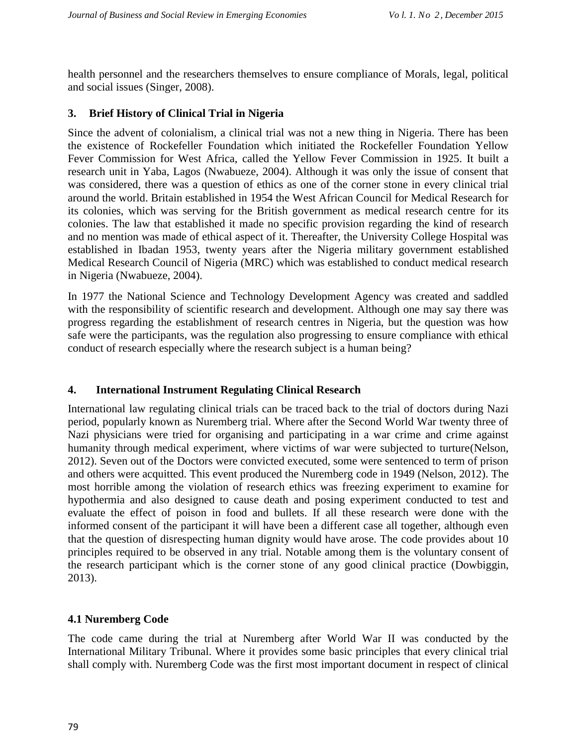health personnel and the researchers themselves to ensure compliance of Morals, legal, political and social issues (Singer, 2008).

## 3. Brief History of Clinical Trial in Nigeria

Since the advent of colonialism, a clinical trial was not a new thing in Nigeria. There has been the existence of Rockefeller Foundation which initiated the Rockefeller Foundation Yellow Fever Commission for West Africa, called the Yellow Fever Commission in 1925. It built a research unit in Yaba, Lagos (Nwabueze, 2004). Although it was only the issue of consent that was considered, there was a question of ethics as one of the corner stone in every clinical trial around the world. Britain established in 1954 the West African Council for Medical Research for its colonies, which was serving for the British government as medical research centre for its colonies. The law that established it made no specific provision regarding the kind of research and no mention was made of ethical aspect of it. Thereafter, the University College Hospital was established in Ibadan 1953, twenty years after the Nigeria military government established Medical Research Council of Nigeria (MRC) which was established to conduct medical research in Nigeria (Nwabueze, 2004).

In 1977 the National Science and Technology Development Agency was created and saddled with the responsibility of scientific research and development. Although one may say there was progress regarding the establishment of research centres in Nigeria, but the question was how safe were the participants, was the regulation also progressing to ensure compliance with ethical conduct of research especially where the research subject is a human being?

## 4. International Instrument Regulating Clinical Research

International law regulating clinical trials can be traced back to the trial of doctors during Nazi period, popularly known as Nuremberg trial. Where after the Second World War twenty three of Nazi physicians were tried for organising and participating in a war crime and crime against humanity through medical experiment, where victims of war were subjected to turture(Nelson, 2012). Seven out of the Doctors were convicted executed, some were sentenced to term of prison and others were acquitted. This event produced the Nuremberg code in 1949 (Nelson, 2012). The most horrible among the violation of research ethics was freezing experiment to examine for hypothermia and also designed to cause death and posing experiment conducted to test and evaluate the effect of poison in food and bullets. If all these research were done with the informed consent of the participant it will have been a different case all together, although even that the question of disrespecting human dignity would have arose. The code provides about 10 principles required to be observed in any trial. Notable among them is the voluntary consent of the research participant which is the corner stone of any good clinical practice (Dowbiggin, 2013).

### 4.1 Nuremberg Code

The code came during the trial at Nuremberg after World War II was conducted by the International Military Tribunal. Where it provides some basic principles that every clinical trial shall comply with. Nuremberg Code was the first most important document in respect of clinical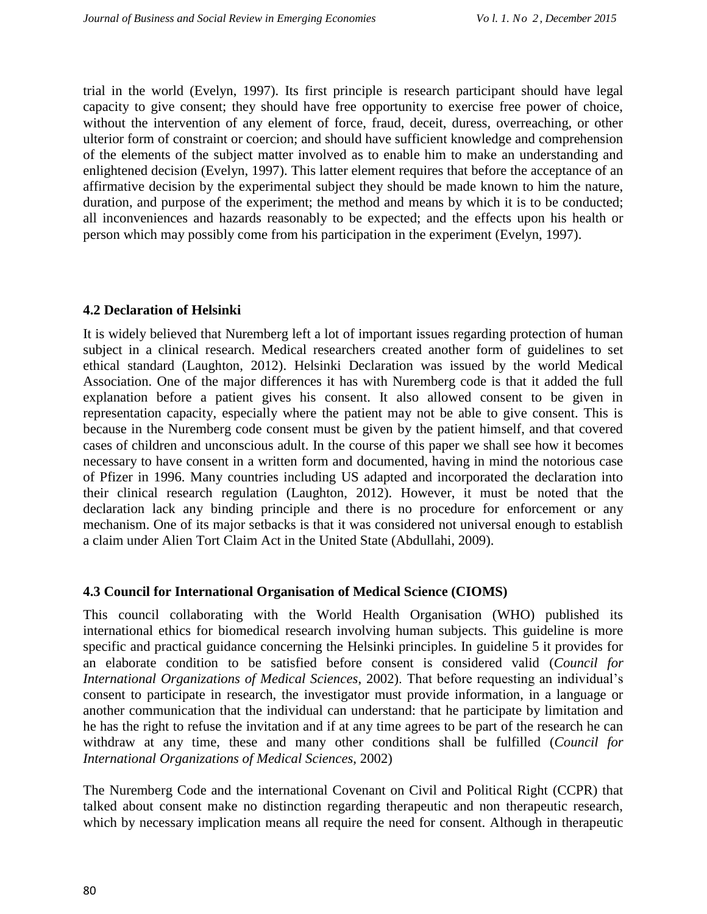trial in the world (Evelyn, 1997). Its first principle is research participant should have legal capacity to give consent; they should have free opportunity to exercise free power of choice, without the intervention of any element of force, fraud, deceit, duress, overreaching, or other ulterior form of constraint or coercion; and should have sufficient knowledge and comprehension of the elements of the subject matter involved as to enable him to make an understanding and enlightened decision (Evelyn, 1997). This latter element requires that before the acceptance of an affirmative decision by the experimental subject they should be made known to him the nature, duration, and purpose of the experiment; the method and means by which it is to be conducted; all inconveniences and hazards reasonably to be expected; and the effects upon his health or person which may possibly come from his participation in the experiment (Evelyn, 1997).

### 4.2 Declaration of Helsinki

It is widely believed that Nuremberg left a lot of important issues regarding protection of human subject in a clinical research. Medical researchers created another form of guidelines to set ethical standard (Laughton, 2012). Helsinki Declaration was issued by the world Medical Association. One of the major differences it has with Nuremberg code is that it added the full explanation before a patient gives his consent. It also allowed consent to be given in representation capacity, especially where the patient may not be able to give consent. This is because in the Nuremberg code consent must be given by the patient himself, and that covered cases of children and unconscious adult. In the course of this paper we shall see how it becomes necessary to have consent in a written form and documented, having in mind the notorious case of Pfizer in 1996. Many countries including US adapted and incorporated the declaration into their clinical research regulation (Laughton, 2012). However, it must be noted that the declaration lack any binding principle and there is no procedure for enforcement or any mechanism. One of its major setbacks is that it was considered not universal enough to establish a claim under Alien Tort Claim Act in the United State (Abdullahi, 2009).

### 4.3 Council for International Organisation of Medical Science (CIOMS)

This council collaborating with the World Health Organisation (WHO) published its international ethics for biomedical research involving human subjects. This guideline is more specific and practical guidance concerning the Helsinki principles. In guideline 5 it provides for an elaborate condition to be satisfied before consent is considered valid (*Council for International Organizations of Medical Sciences*, 2002). That before requesting an individual's consent to participate in research, the investigator must provide information, in a language or another communication that the individual can understand: that he participate by limitation and he has the right to refuse the invitation and if at any time agrees to be part of the research he can withdraw at any time, these and many other conditions shall be fulfilled (*Council for International Organizations of Medical Sciences*, 2002)

The Nuremberg Code and the international Covenant on Civil and Political Right (CCPR) that talked about consent make no distinction regarding therapeutic and non therapeutic research, which by necessary implication means all require the need for consent. Although in therapeutic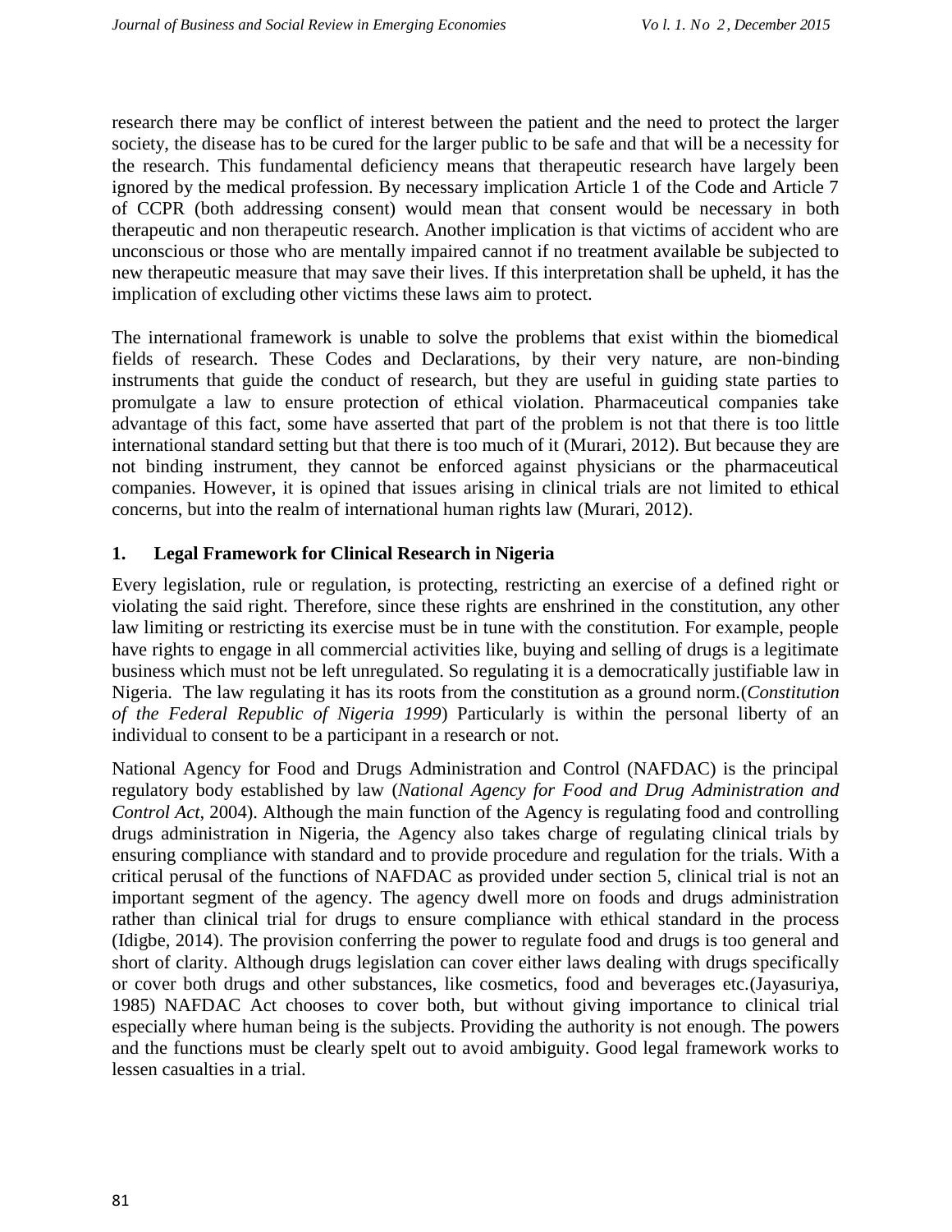research there may be conflict of interest between the patient and the need to protect the larger society, the disease has to be cured for the larger public to be safe and that will be a necessity for the research. This fundamental deficiency means that therapeutic research have largely been ignored by the medical profession. By necessary implication Article 1 of the Code and Article 7 of CCPR (both addressing consent) would mean that consent would be necessary in both therapeutic and non therapeutic research. Another implication is that victims of accident who are unconscious or those who are mentally impaired cannot if no treatment available be subjected to new therapeutic measure that may save their lives. If this interpretation shall be upheld, it has the implication of excluding other victims these laws aim to protect.

The international framework is unable to solve the problems that exist within the biomedical fields of research. These Codes and Declarations, by their very nature, are non-binding instruments that guide the conduct of research, but they are useful in guiding state parties to promulgate a law to ensure protection of ethical violation. Pharmaceutical companies take advantage of this fact, some have asserted that part of the problem is not that there is too little international standard setting but that there is too much of it (Murari, 2012). But because they are not binding instrument, they cannot be enforced against physicians or the pharmaceutical companies. However, it is opined that issues arising in clinical trials are not limited to ethical concerns, but into the realm of international human rights law (Murari, 2012).

## 1. Legal Framework for Clinical Research in Nigeria

Every legislation, rule or regulation, is protecting, restricting an exercise of a defined right or violating the said right. Therefore, since these rights are enshrined in the constitution, any other law limiting or restricting its exercise must be in tune with the constitution. For example, people have rights to engage in all commercial activities like, buying and selling of drugs is a legitimate business which must not be left unregulated. So regulating it is a democratically justifiable law in Nigeria. The law regulating it has its roots from the constitution as a ground norm.(*Constitution of the Federal Republic of Nigeria 1999*) Particularly is within the personal liberty of an individual to consent to be a participant in a research or not.

National Agency for Food and Drugs Administration and Control (NAFDAC) is the principal regulatory body established by law (*National Agency for Food and Drug Administration and Control Act*, 2004). Although the main function of the Agency is regulating food and controlling drugs administration in Nigeria, the Agency also takes charge of regulating clinical trials by ensuring compliance with standard and to provide procedure and regulation for the trials. With a critical perusal of the functions of NAFDAC as provided under section 5, clinical trial is not an important segment of the agency. The agency dwell more on foods and drugs administration rather than clinical trial for drugs to ensure compliance with ethical standard in the process (Idigbe, 2014). The provision conferring the power to regulate food and drugs is too general and short of clarity. Although drugs legislation can cover either laws dealing with drugs specifically or cover both drugs and other substances, like cosmetics, food and beverages etc.(Jayasuriya, 1985) NAFDAC Act chooses to cover both, but without giving importance to clinical trial especially where human being is the subjects. Providing the authority is not enough. The powers and the functions must be clearly spelt out to avoid ambiguity. Good legal framework works to lessen casualties in a trial.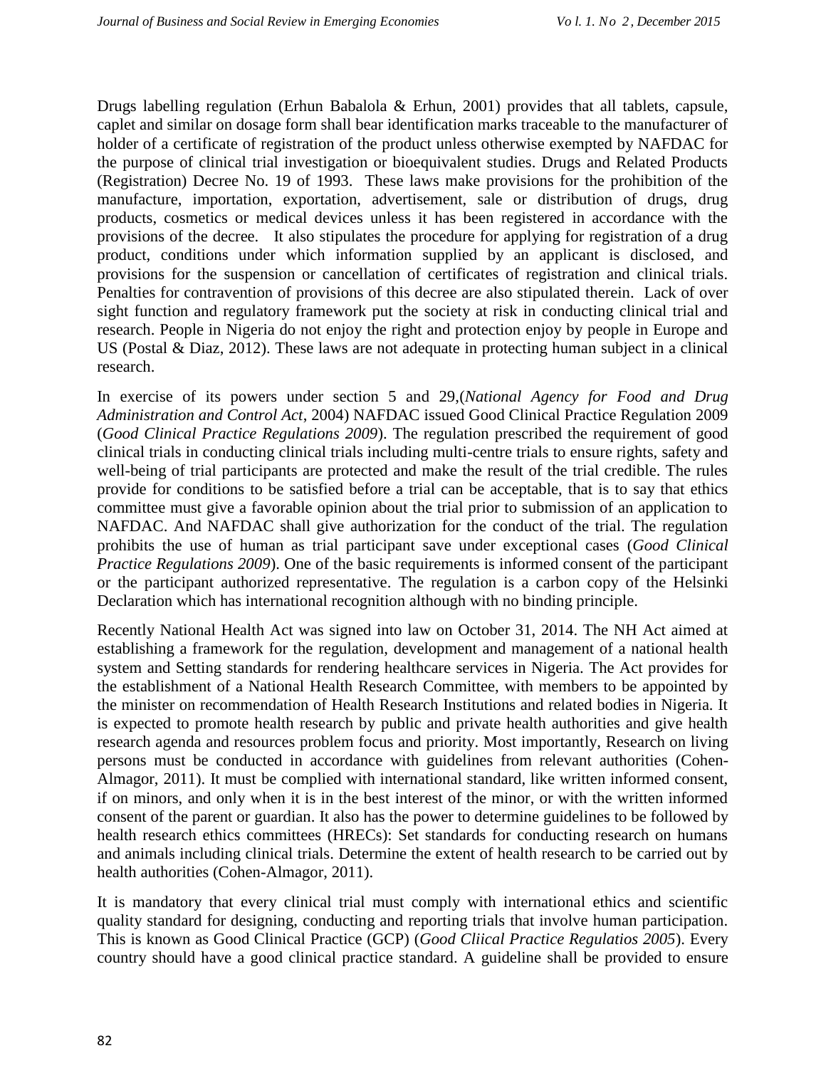Drugs labelling regulation (Erhun Babalola & Erhun, 2001) provides that all tablets, capsule, caplet and similar on dosage form shall bear identification marks traceable to the manufacturer of holder of a certificate of registration of the product unless otherwise exempted by NAFDAC for the purpose of clinical trial investigation or bioequivalent studies. Drugs and Related Products (Registration) Decree No. 19 of 1993. These laws make provisions for the prohibition of the manufacture, importation, exportation, advertisement, sale or distribution of drugs, drug products, cosmetics or medical devices unless it has been registered in accordance with the provisions of the decree. It also stipulates the procedure for applying for registration of a drug product, conditions under which information supplied by an applicant is disclosed, and provisions for the suspension or cancellation of certificates of registration and clinical trials. Penalties for contravention of provisions of this decree are also stipulated therein. Lack of over sight function and regulatory framework put the society at risk in conducting clinical trial and research. People in Nigeria do not enjoy the right and protection enjoy by people in Europe and US (Postal & Diaz, 2012). These laws are not adequate in protecting human subject in a clinical research.

In exercise of its powers under section 5 and 29,(*National Agency for Food and Drug Administration and Control Act*, 2004) NAFDAC issued Good Clinical Practice Regulation 2009 (*Good Clinical Practice Regulations 2009*). The regulation prescribed the requirement of good clinical trials in conducting clinical trials including multi-centre trials to ensure rights, safety and well-being of trial participants are protected and make the result of the trial credible. The rules provide for conditions to be satisfied before a trial can be acceptable, that is to say that ethics committee must give a favorable opinion about the trial prior to submission of an application to NAFDAC. And NAFDAC shall give authorization for the conduct of the trial. The regulation prohibits the use of human as trial participant save under exceptional cases (*Good Clinical Practice Regulations 2009*). One of the basic requirements is informed consent of the participant or the participant authorized representative. The regulation is a carbon copy of the Helsinki Declaration which has international recognition although with no binding principle.

Recently National Health Act was signed into law on October 31, 2014. The NH Act aimed at establishing a framework for the regulation, development and management of a national health system and Setting standards for rendering healthcare services in Nigeria. The Act provides for the establishment of a National Health Research Committee, with members to be appointed by the minister on recommendation of Health Research Institutions and related bodies in Nigeria. It is expected to promote health research by public and private health authorities and give health research agenda and resources problem focus and priority. Most importantly, Research on living persons must be conducted in accordance with guidelines from relevant authorities (Cohen-Almagor, 2011). It must be complied with international standard, like written informed consent, if on minors, and only when it is in the best interest of the minor, or with the written informed consent of the parent or guardian. It also has the power to determine guidelines to be followed by health research ethics committees (HRECs): Set standards for conducting research on humans and animals including clinical trials. Determine the extent of health research to be carried out by health authorities (Cohen-Almagor, 2011).

It is mandatory that every clinical trial must comply with international ethics and scientific quality standard for designing, conducting and reporting trials that involve human participation. This is known as Good Clinical Practice (GCP) (*Good Cliical Practice Regulatios 2005*). Every country should have a good clinical practice standard. A guideline shall be provided to ensure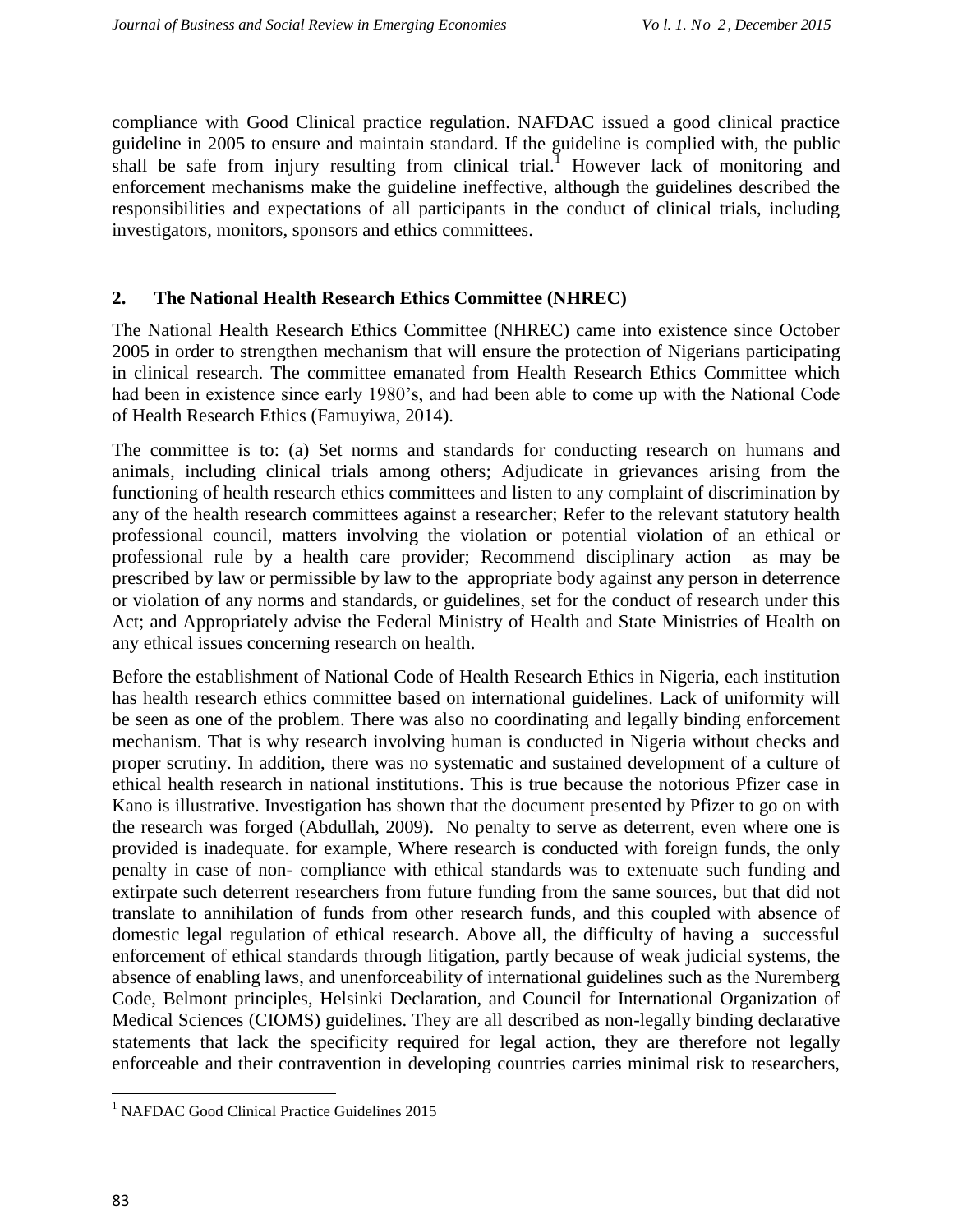compliance with Good Clinical practice regulation. NAFDAC issued a good clinical practice guideline in 2005 to ensure and maintain standard. If the guideline is complied with, the public shall be safe from injury resulting from clinical trial.[1] However lack of monitoring and enforcement mechanisms make the guideline ineffective, although the guidelines described the responsibilities and expectations of all participants in the conduct of clinical trials, including investigators, monitors, sponsors and ethics committees.

## 2. The National Health Research Ethics Committee (NHREC)

The National Health Research Ethics Committee (NHREC) came into existence since October 2005 in order to strengthen mechanism that will ensure the protection of Nigerians participating in clinical research. The committee emanated from Health Research Ethics Committee which had been in existence since early 1980's, and had been able to come up with the National Code of Health Research Ethics (Famuyiwa, 2014).

The committee is to: (a) Set norms and standards for conducting research on humans and animals, including clinical trials among others; Adjudicate in grievances arising from the functioning of health research ethics committees and listen to any complaint of discrimination by any of the health research committees against a researcher; Refer to the relevant statutory health professional council, matters involving the violation or potential violation of an ethical or professional rule by a health care provider; Recommend disciplinary action as may be prescribed by law or permissible by law to the appropriate body against any person in deterrence or violation of any norms and standards, or guidelines, set for the conduct of research under this Act; and Appropriately advise the Federal Ministry of Health and State Ministries of Health on any ethical issues concerning research on health.

Before the establishment of National Code of Health Research Ethics in Nigeria, each institution has health research ethics committee based on international guidelines. Lack of uniformity will be seen as one of the problem. There was also no coordinating and legally binding enforcement mechanism. That is why research involving human is conducted in Nigeria without checks and proper scrutiny. In addition, there was no systematic and sustained development of a culture of ethical health research in national institutions. This is true because the notorious Pfizer case in Kano is illustrative. Investigation has shown that the document presented by Pfizer to go on with the research was forged (Abdullah, 2009). No penalty to serve as deterrent, even where one is provided is inadequate. for example, Where research is conducted with foreign funds, the only penalty in case of non- compliance with ethical standards was to extenuate such funding and extirpate such deterrent researchers from future funding from the same sources, but that did not translate to annihilation of funds from other research funds, and this coupled with absence of domestic legal regulation of ethical research. Above all, the difficulty of having a successful enforcement of ethical standards through litigation, partly because of weak judicial systems, the absence of enabling laws, and unenforceability of international guidelines such as the Nuremberg Code, Belmont principles, Helsinki Declaration, and Council for International Organization of Medical Sciences (CIOMS) guidelines. They are all described as non-legally binding declarative statements that lack the specificity required for legal action, they are therefore not legally enforceable and their contravention in developing countries carries minimal risk to researchers,

[1] NAFDAC Good Clinical Practice Guidelines 2015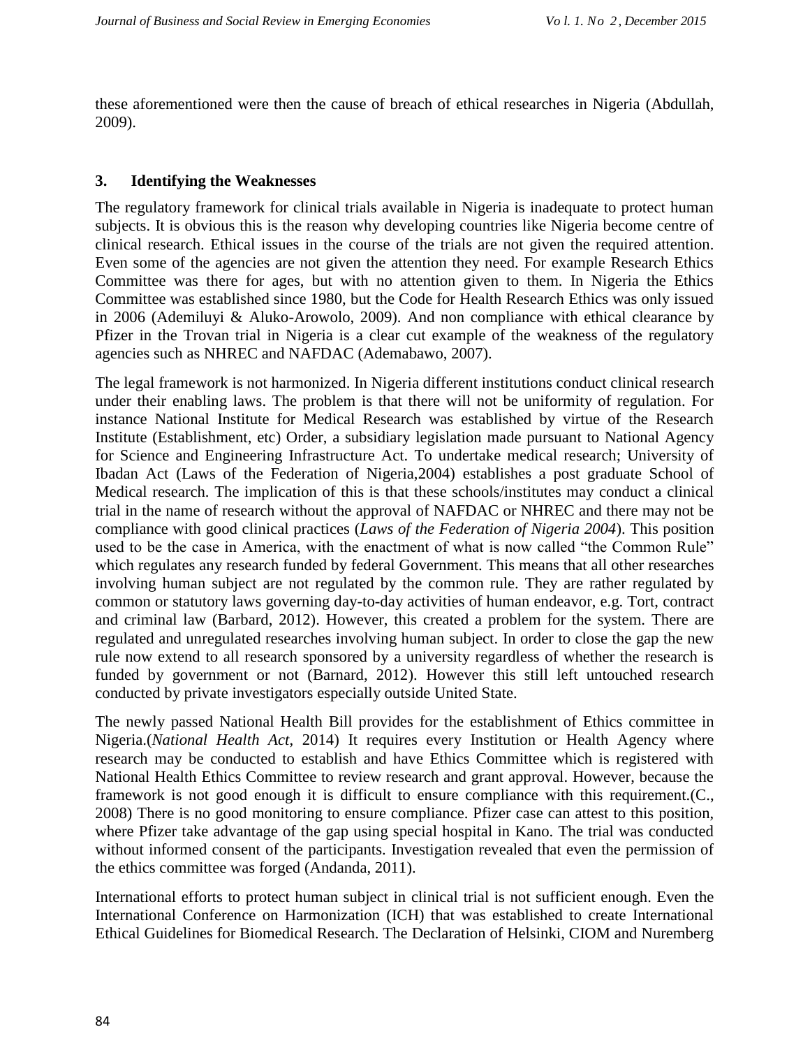these aforementioned were then the cause of breach of ethical researches in Nigeria (Abdullah, 2009).

### 3. Identifying the Weaknesses

The regulatory framework for clinical trials available in Nigeria is inadequate to protect human subjects. It is obvious this is the reason why developing countries like Nigeria become centre of clinical research. Ethical issues in the course of the trials are not given the required attention. Even some of the agencies are not given the attention they need. For example Research Ethics Committee was there for ages, but with no attention given to them. In Nigeria the Ethics Committee was established since 1980, but the Code for Health Research Ethics was only issued in 2006 (Ademiluyi & Aluko-Arowolo, 2009). And non compliance with ethical clearance by Pfizer in the Trovan trial in Nigeria is a clear cut example of the weakness of the regulatory agencies such as NHREC and NAFDAC (Ademabawo, 2007).

The legal framework is not harmonized. In Nigeria different institutions conduct clinical research under their enabling laws. The problem is that there will not be uniformity of regulation. For instance National Institute for Medical Research was established by virtue of the Research Institute (Establishment, etc) Order, a subsidiary legislation made pursuant to National Agency for Science and Engineering Infrastructure Act. To undertake medical research; University of Ibadan Act (Laws of the Federation of Nigeria,2004) establishes a post graduate School of Medical research. The implication of this is that these schools/institutes may conduct a clinical trial in the name of research without the approval of NAFDAC or NHREC and there may not be compliance with good clinical practices (*Laws of the Federation of Nigeria 2004*). This position used to be the case in America, with the enactment of what is now called "the Common Rule" which regulates any research funded by federal Government. This means that all other researches involving human subject are not regulated by the common rule. They are rather regulated by common or statutory laws governing day-to-day activities of human endeavor, e.g. Tort, contract and criminal law (Barbard, 2012). However, this created a problem for the system. There are regulated and unregulated researches involving human subject. In order to close the gap the new rule now extend to all research sponsored by a university regardless of whether the research is funded by government or not (Barnard, 2012). However this still left untouched research conducted by private investigators especially outside United State.

The newly passed National Health Bill provides for the establishment of Ethics committee in Nigeria.(*National Health Act*, 2014) It requires every Institution or Health Agency where research may be conducted to establish and have Ethics Committee which is registered with National Health Ethics Committee to review research and grant approval. However, because the framework is not good enough it is difficult to ensure compliance with this requirement.(C., 2008) There is no good monitoring to ensure compliance. Pfizer case can attest to this position, where Pfizer take advantage of the gap using special hospital in Kano. The trial was conducted without informed consent of the participants. Investigation revealed that even the permission of the ethics committee was forged (Andanda, 2011).

International efforts to protect human subject in clinical trial is not sufficient enough. Even the International Conference on Harmonization (ICH) that was established to create International Ethical Guidelines for Biomedical Research. The Declaration of Helsinki, CIOM and Nuremberg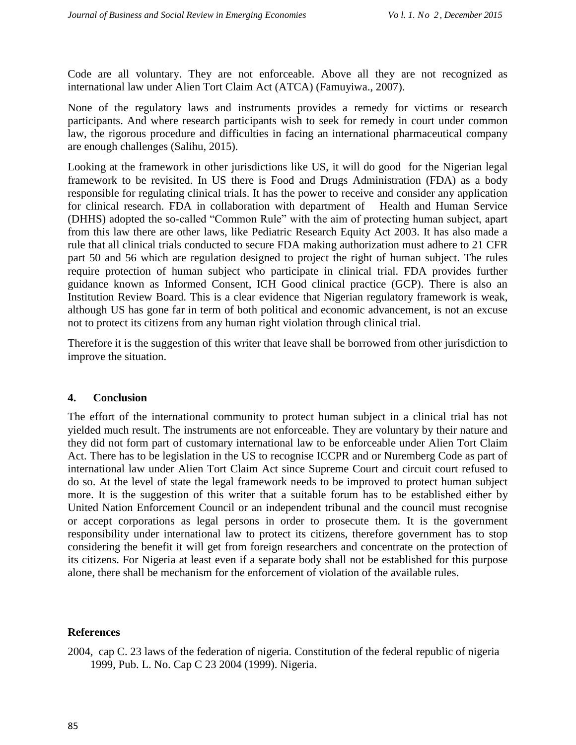Code are all voluntary. They are not enforceable. Above all they are not recognized as international law under Alien Tort Claim Act (ATCA) (Famuyiwa., 2007).

None of the regulatory laws and instruments provides a remedy for victims or research participants. And where research participants wish to seek for remedy in court under common law, the rigorous procedure and difficulties in facing an international pharmaceutical company are enough challenges (Salihu, 2015).

Looking at the framework in other jurisdictions like US, it will do good for the Nigerian legal framework to be revisited. In US there is Food and Drugs Administration (FDA) as a body responsible for regulating clinical trials. It has the power to receive and consider any application for clinical research. FDA in collaboration with department of Health and Human Service (DHHS) adopted the so-called "Common Rule" with the aim of protecting human subject, apart from this law there are other laws, like Pediatric Research Equity Act 2003. It has also made a rule that all clinical trials conducted to secure FDA making authorization must adhere to 21 CFR part 50 and 56 which are regulation designed to project the right of human subject. The rules require protection of human subject who participate in clinical trial. FDA provides further guidance known as Informed Consent, ICH Good clinical practice (GCP). There is also an Institution Review Board. This is a clear evidence that Nigerian regulatory framework is weak, although US has gone far in term of both political and economic advancement, is not an excuse not to protect its citizens from any human right violation through clinical trial.

Therefore it is the suggestion of this writer that leave shall be borrowed from other jurisdiction to improve the situation.

## 4. Conclusion

The effort of the international community to protect human subject in a clinical trial has not yielded much result. The instruments are not enforceable. They are voluntary by their nature and they did not form part of customary international law to be enforceable under Alien Tort Claim Act. There has to be legislation in the US to recognise ICCPR and or Nuremberg Code as part of international law under Alien Tort Claim Act since Supreme Court and circuit court refused to do so. At the level of state the legal framework needs to be improved to protect human subject more. It is the suggestion of this writer that a suitable forum has to be established either by United Nation Enforcement Council or an independent tribunal and the council must recognise or accept corporations as legal persons in order to prosecute them. It is the government responsibility under international law to protect its citizens, therefore government has to stop considering the benefit it will get from foreign researchers and concentrate on the protection of its citizens. For Nigeria at least even if a separate body shall not be established for this purpose alone, there shall be mechanism for the enforcement of violation of the available rules.

## References

2004, cap C. 23 laws of the federation of nigeria. Constitution of the federal republic of nigeria 1999, Pub. L. No. Cap C 23 2004 (1999). Nigeria.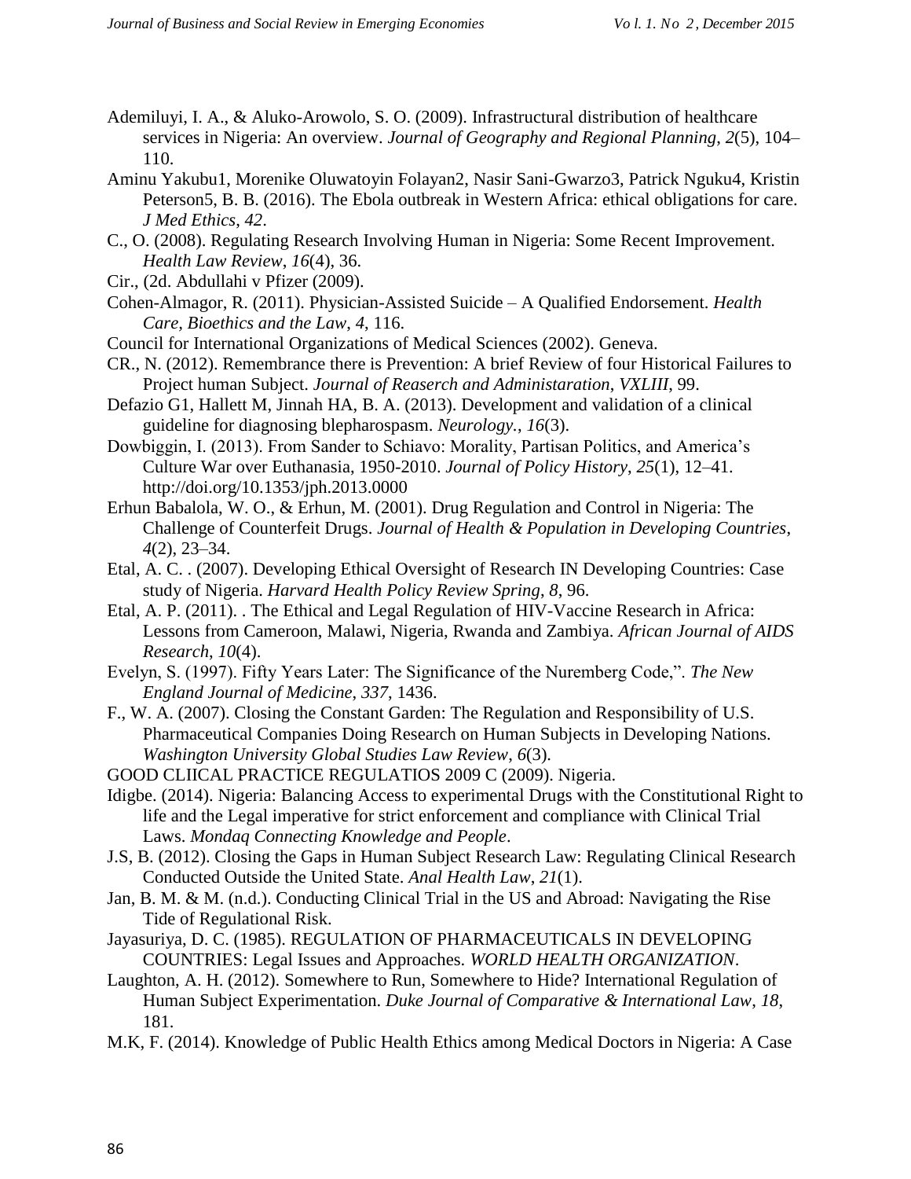Ademiluyi, I. A., & Aluko-Arowolo, S. O. (2009). Infrastructural distribution of healthcare services in Nigeria: An overview. *Journal of Geography and Regional Planning*, *2*(5), 104–110.

Aminu Yakubu1, Morenike Oluwatoyin Folayan2, Nasir Sani-Gwarzo3, Patrick Nguku4, Kristin Peterson5, B. B. (2016). The Ebola outbreak in Western Africa: ethical obligations for care. *J Med Ethics*, *42*.

C., O. (2008). Regulating Research Involving Human in Nigeria: Some Recent Improvement. *Health Law Review*, *16*(4), 36.

Cir., (2d. Abdullahi v Pfizer (2009).

Cohen-Almagor, R. (2011). Physician-Assisted Suicide – A Qualified Endorsement. *Health Care, Bioethics and the Law*, *4*, 116.

Council for International Organizations of Medical Sciences (2002). Geneva.

CR., N. (2012). Remembrance there is Prevention: A brief Review of four Historical Failures to Project human Subject. *Journal of Reaserch and Administaration*, *VXLIII*, 99.

Defazio G1, Hallett M, Jinnah HA, B. A. (2013). Development and validation of a clinical guideline for diagnosing blepharospasm. *Neurology.*, *16*(3).

Dowbiggin, I. (2013). From Sander to Schiavo: Morality, Partisan Politics, and America's Culture War over Euthanasia, 1950-2010. *Journal of Policy History*, *25*(1), 12–41. http://doi.org/10.1353/jph.2013.0000

Erhun Babalola, W. O., & Erhun, M. (2001). Drug Regulation and Control in Nigeria: The Challenge of Counterfeit Drugs. *Journal of Health & Population in Developing Countries*, *4*(2), 23–34.

Etal, A. C. . (2007). Developing Ethical Oversight of Research IN Developing Countries: Case study of Nigeria. *Harvard Health Policy Review Spring*, *8*, 96.

Etal, A. P. (2011). . The Ethical and Legal Regulation of HIV-Vaccine Research in Africa: Lessons from Cameroon, Malawi, Nigeria, Rwanda and Zambiya. *African Journal of AIDS Research*, *10*(4).

Evelyn, S. (1997). Fifty Years Later: The Significance of the Nuremberg Code,". *The New England Journal of Medicine*, *337*, 1436.

F., W. A. (2007). Closing the Constant Garden: The Regulation and Responsibility of U.S. Pharmaceutical Companies Doing Research on Human Subjects in Developing Nations. *Washington University Global Studies Law Review*, *6*(3).

GOOD CLIICAL PRACTICE REGULATIOS 2009 C (2009). Nigeria.

Idigbe. (2014). Nigeria: Balancing Access to experimental Drugs with the Constitutional Right to life and the Legal imperative for strict enforcement and compliance with Clinical Trial Laws. *Mondaq Connecting Knowledge and People*.

J.S, B. (2012). Closing the Gaps in Human Subject Research Law: Regulating Clinical Research Conducted Outside the United State. *Anal Health Law*, *21*(1).

Jan, B. M. & M. (n.d.). Conducting Clinical Trial in the US and Abroad: Navigating the Rise Tide of Regulational Risk.

Jayasuriya, D. C. (1985). REGULATION OF PHARMACEUTICALS IN DEVELOPING COUNTRIES: Legal Issues and Approaches. *WORLD HEALTH ORGANIZATION*.

Laughton, A. H. (2012). Somewhere to Run, Somewhere to Hide? International Regulation of Human Subject Experimentation. *Duke Journal of Comparative & International Law*, *18*, 181.

M.K, F. (2014). Knowledge of Public Health Ethics among Medical Doctors in Nigeria: A Case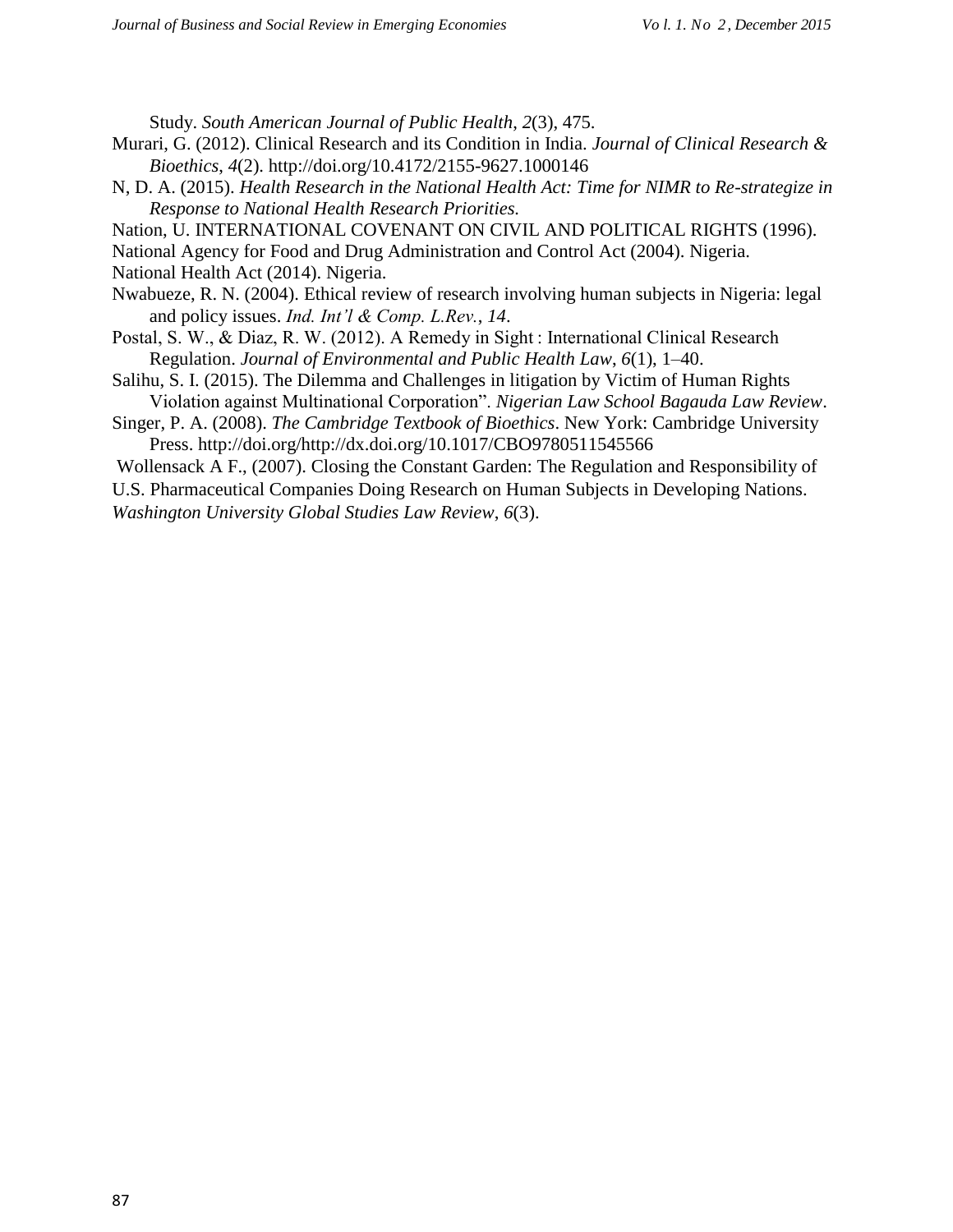Study. *South American Journal of Public Health*, *2*(3), 475.

Murari, G. (2012). Clinical Research and its Condition in India. *Journal of Clinical Research & Bioethics*, *4*(2). http://doi.org/10.4172/2155-9627.1000146

N, D. A. (2015). *Health Research in the National Health Act: Time for NIMR to Re-strategize in Response to National Health Research Priorities.*

Nation, U. INTERNATIONAL COVENANT ON CIVIL AND POLITICAL RIGHTS (1996).

National Agency for Food and Drug Administration and Control Act (2004). Nigeria.

National Health Act (2014). Nigeria.

Nwabueze, R. N. (2004). Ethical review of research involving human subjects in Nigeria: legal and policy issues. *Ind. Int'l & Comp. L.Rev.*, *14*.

Postal, S. W., & Diaz, R. W. (2012). A Remedy in Sight : International Clinical Research Regulation. *Journal of Environmental and Public Health Law*, *6*(1), 1–40.

Salihu, S. I. (2015). The Dilemma and Challenges in litigation by Victim of Human Rights Violation against Multinational Corporation". *Nigerian Law School Bagauda Law Review*.

Singer, P. A. (2008). *The Cambridge Textbook of Bioethics*. New York: Cambridge University Press. http://doi.org/http://dx.doi.org/10.1017/CBO9780511545566

Wollensack A F., (2007). Closing the Constant Garden: The Regulation and Responsibility of U.S. Pharmaceutical Companies Doing Research on Human Subjects in Developing Nations. *Washington University Global Studies Law Review*, *6*(3).